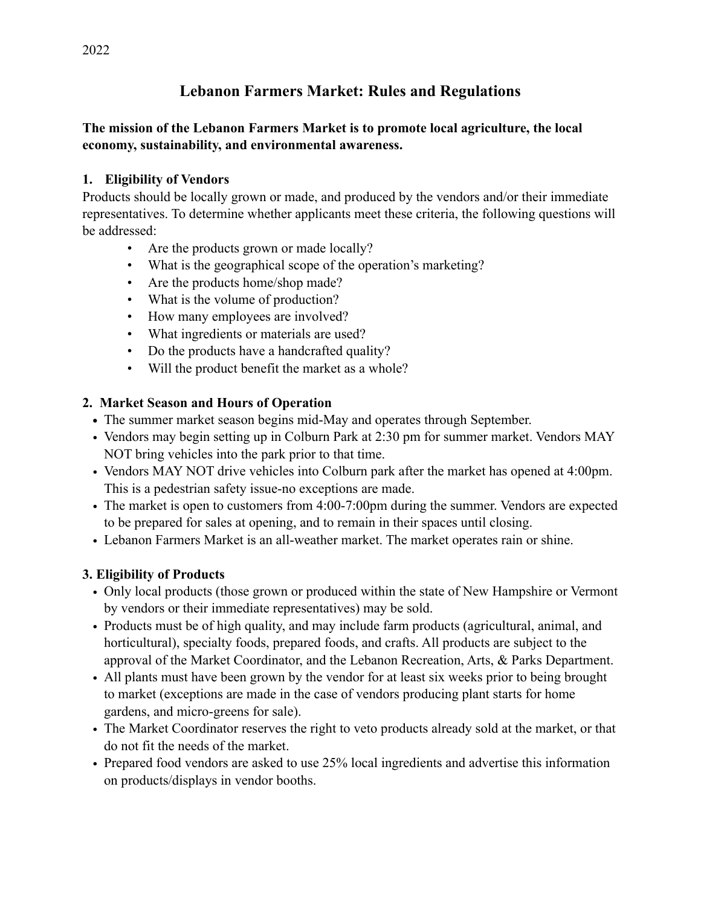2022

# Lebanon Farmers Market: Rules and Regulations

**The mission of the Lebanon Farmers Market is to promote local agriculture, the local economy, sustainability, and environmental awareness.**

## 1. Eligibility of Vendors

Products should be locally grown or made, and produced by the vendors and/or their immediate representatives. To determine whether applicants meet these criteria, the following questions will be addressed:

- Are the products grown or made locally?
- What is the geographical scope of the operation's marketing?
- Are the products home/shop made?
- What is the volume of production?
- How many employees are involved?
- What ingredients or materials are used?
- Do the products have a handcrafted quality?
- Will the product benefit the market as a whole?

## 2. Market Season and Hours of Operation

- The summer market season begins mid-May and operates through September.
- Vendors may begin setting up in Colburn Park at 2:30 pm for summer market. Vendors MAY NOT bring vehicles into the park prior to that time.
- Vendors MAY NOT drive vehicles into Colburn park after the market has opened at 4:00pm. This is a pedestrian safety issue-no exceptions are made.
- The market is open to customers from 4:00-7:00pm during the summer. Vendors are expected to be prepared for sales at opening, and to remain in their spaces until closing.
- Lebanon Farmers Market is an all-weather market. The market operates rain or shine.

## 3. Eligibility of Products

- Only local products (those grown or produced within the state of New Hampshire or Vermont by vendors or their immediate representatives) may be sold.
- Products must be of high quality, and may include farm products (agricultural, animal, and horticultural), specialty foods, prepared foods, and crafts. All products are subject to the approval of the Market Coordinator, and the Lebanon Recreation, Arts, & Parks Department.
- All plants must have been grown by the vendor for at least six weeks prior to being brought to market (exceptions are made in the case of vendors producing plant starts for home gardens, and micro-greens for sale).
- The Market Coordinator reserves the right to veto products already sold at the market, or that do not fit the needs of the market.
- Prepared food vendors are asked to use 25% local ingredients and advertise this information on products/displays in vendor booths.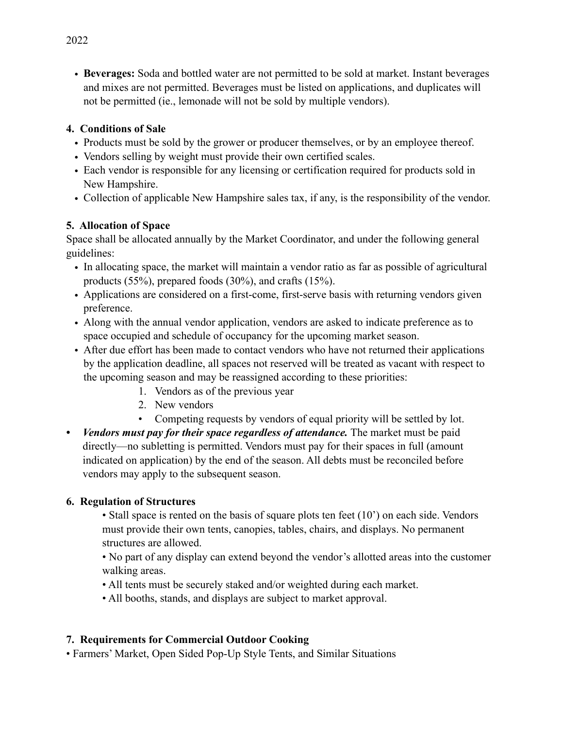- **Beverages:** Soda and bottled water are not permitted to be sold at market. Instant beverages and mixes are not permitted. Beverages must be listed on applications, and duplicates will not be permitted (ie., lemonade will not be sold by multiple vendors).

**4. Conditions of Sale**

- Products must be sold by the grower or producer themselves, or by an employee thereof.
- Vendors selling by weight must provide their own certified scales.
- Each vendor is responsible for any licensing or certification required for products sold in New Hampshire.
- Collection of applicable New Hampshire sales tax, if any, is the responsibility of the vendor.

**5. Allocation of Space**

Space shall be allocated annually by the Market Coordinator, and under the following general guidelines:

- In allocating space, the market will maintain a vendor ratio as far as possible of agricultural products (55%), prepared foods (30%), and crafts (15%).
- Applications are considered on a first-come, first-serve basis with returning vendors given preference.
- Along with the annual vendor application, vendors are asked to indicate preference as to space occupied and schedule of occupancy for the upcoming market season.
- After due effort has been made to contact vendors who have not returned their applications by the application deadline, all spaces not reserved will be treated as vacant with respect to the upcoming season and may be reassigned according to these priorities:
    1. Vendors as of the previous year
    2. New vendors
    - Competing requests by vendors of equal priority will be settled by lot.
- ***Vendors must pay for their space regardless of attendance.*** The market must be paid directly—no subletting is permitted. Vendors must pay for their spaces in full (amount indicated on application) by the end of the season. All debts must be reconciled before vendors may apply to the subsequent season.

**6. Regulation of Structures**

- Stall space is rented on the basis of square plots ten feet (10') on each side. Vendors must provide their own tents, canopies, tables, chairs, and displays. No permanent structures are allowed.
- No part of any display can extend beyond the vendor's allotted areas into the customer walking areas.
- All tents must be securely staked and/or weighted during each market.
- All booths, stands, and displays are subject to market approval.

**7. Requirements for Commercial Outdoor Cooking**

- Farmers' Market, Open Sided Pop-Up Style Tents, and Similar Situations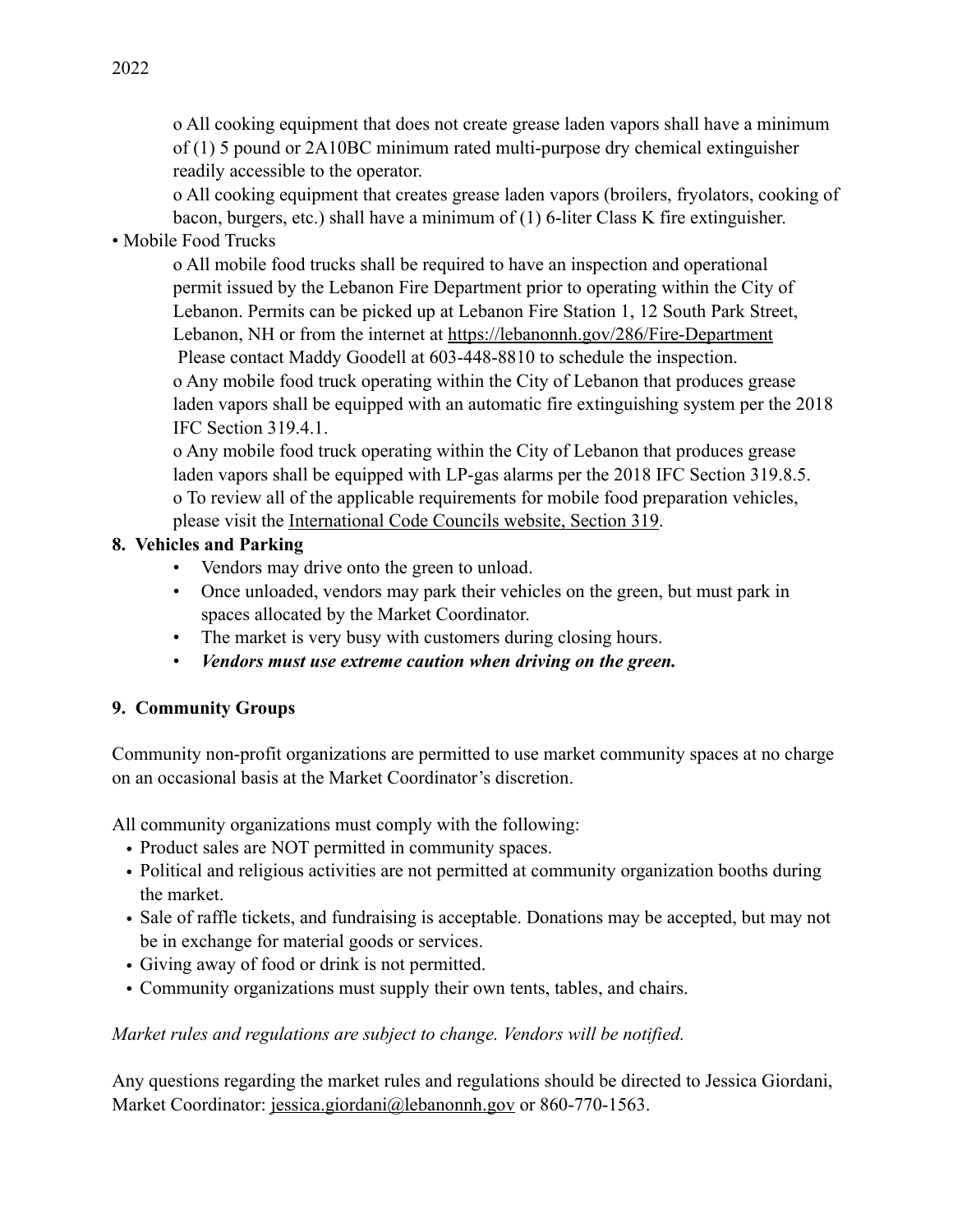o All cooking equipment that does not create grease laden vapors shall have a minimum of (1) 5 pound or 2A10BC minimum rated multi-purpose dry chemical extinguisher readily accessible to the operator.

o All cooking equipment that creates grease laden vapors (broilers, fryolators, cooking of bacon, burgers, etc.) shall have a minimum of (1) 6-liter Class K fire extinguisher.

• Mobile Food Trucks

o All mobile food trucks shall be required to have an inspection and operational permit issued by the Lebanon Fire Department prior to operating within the City of Lebanon. Permits can be picked up at Lebanon Fire Station 1, 12 South Park Street, Lebanon, NH or from the internet at https://lebanonnh.gov/286/Fire-Department Please contact Maddy Goodell at 603-448-8810 to schedule the inspection.

o Any mobile food truck operating within the City of Lebanon that produces grease laden vapors shall be equipped with an automatic fire extinguishing system per the 2018 IFC Section 319.4.1.

o Any mobile food truck operating within the City of Lebanon that produces grease laden vapors shall be equipped with LP-gas alarms per the 2018 IFC Section 319.8.5.

o To review all of the applicable requirements for mobile food preparation vehicles, please visit the International Code Councils website, Section 319.

**8. Vehicles and Parking**

- Vendors may drive onto the green to unload.
- Once unloaded, vendors may park their vehicles on the green, but must park in spaces allocated by the Market Coordinator.
- The market is very busy with customers during closing hours.
- ***Vendors must use extreme caution when driving on the green.***

**9. Community Groups**

Community non-profit organizations are permitted to use market community spaces at no charge on an occasional basis at the Market Coordinator's discretion.

All community organizations must comply with the following:

- Product sales are NOT permitted in community spaces.
- Political and religious activities are not permitted at community organization booths during the market.
- Sale of raffle tickets, and fundraising is acceptable. Donations may be accepted, but may not be in exchange for material goods or services.
- Giving away of food or drink is not permitted.
- Community organizations must supply their own tents, tables, and chairs.

*Market rules and regulations are subject to change. Vendors will be notified.*

Any questions regarding the market rules and regulations should be directed to Jessica Giordani, Market Coordinator: jessica.giordani@lebanonnh.gov or 860-770-1563.